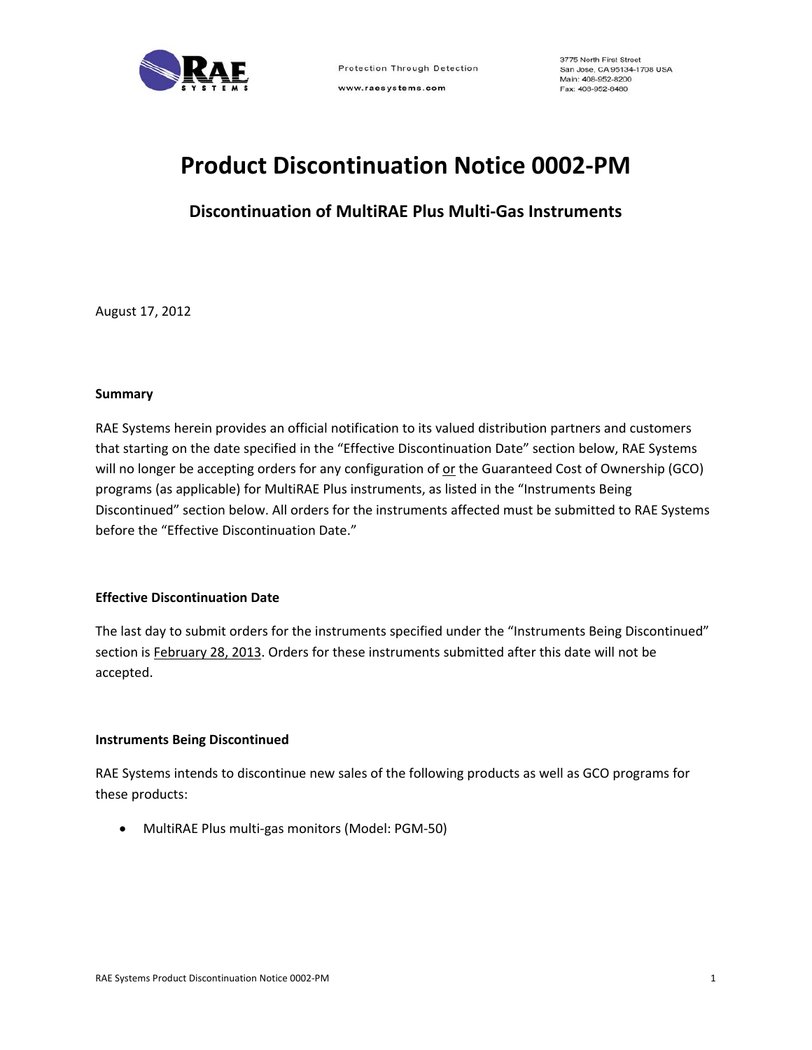Protection Through Detection

www.raesystems.com

3775 North First Street
San Jose, CA 95134-1708 USA
Main: 408-952-8200
Fax: 408-952-8480

# Product Discontinuation Notice 0002-PM

## Discontinuation of MultiRAE Plus Multi-Gas Instruments

August 17, 2012

**Summary**

RAE Systems herein provides an official notification to its valued distribution partners and customers that starting on the date specified in the "Effective Discontinuation Date" section below, RAE Systems will no longer be accepting orders for any configuration of or the Guaranteed Cost of Ownership (GCO) programs (as applicable) for MultiRAE Plus instruments, as listed in the "Instruments Being Discontinued" section below. All orders for the instruments affected must be submitted to RAE Systems before the "Effective Discontinuation Date."

**Effective Discontinuation Date**

The last day to submit orders for the instruments specified under the "Instruments Being Discontinued" section is February 28, 2013. Orders for these instruments submitted after this date will not be accepted.

**Instruments Being Discontinued**

RAE Systems intends to discontinue new sales of the following products as well as GCO programs for these products:

- MultiRAE Plus multi-gas monitors (Model: PGM-50)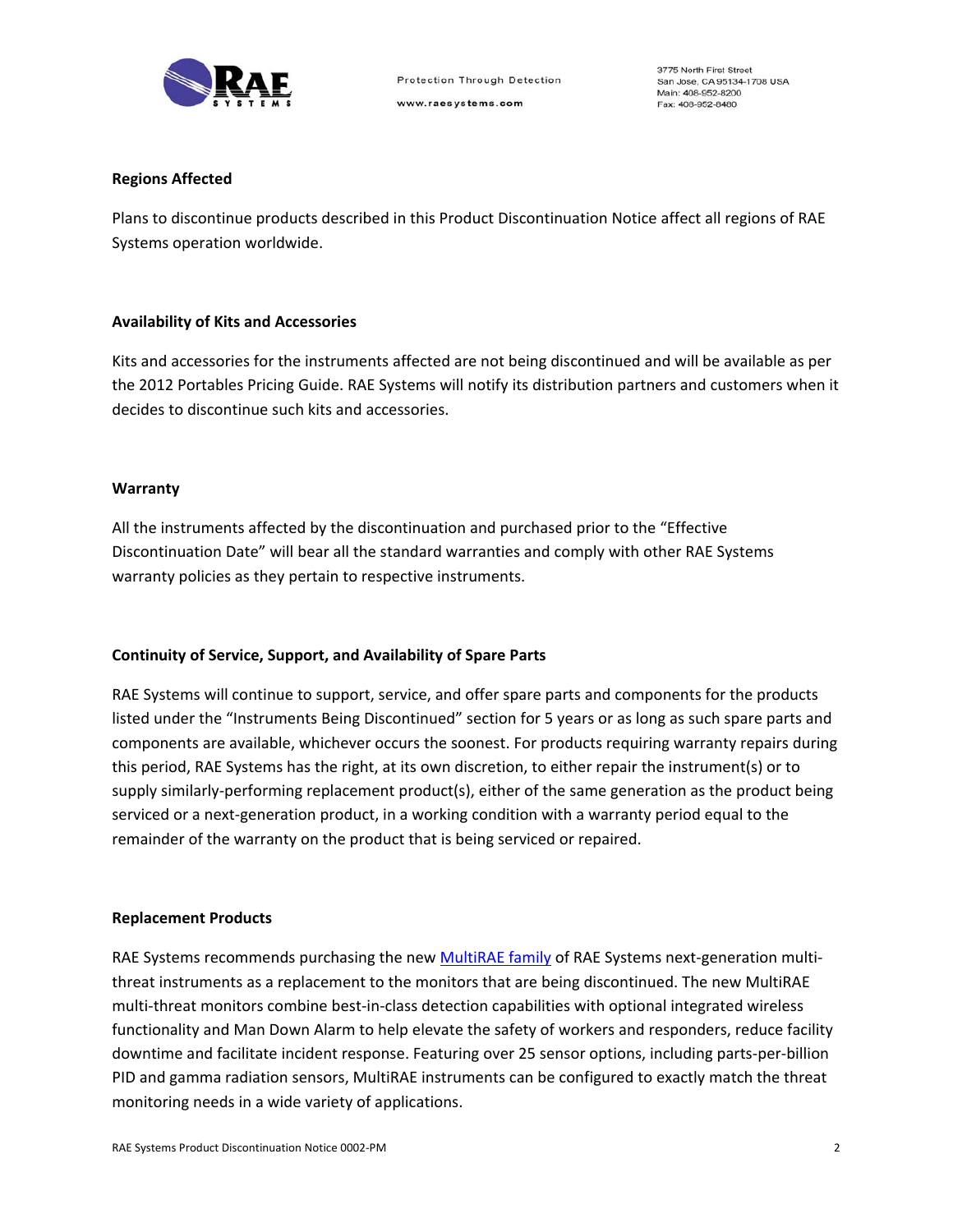**Regions Affected**

Plans to discontinue products described in this Product Discontinuation Notice affect all regions of RAE Systems operation worldwide.

**Availability of Kits and Accessories**

Kits and accessories for the instruments affected are not being discontinued and will be available as per the 2012 Portables Pricing Guide. RAE Systems will notify its distribution partners and customers when it decides to discontinue such kits and accessories.

**Warranty**

All the instruments affected by the discontinuation and purchased prior to the "Effective Discontinuation Date" will bear all the standard warranties and comply with other RAE Systems warranty policies as they pertain to respective instruments.

**Continuity of Service, Support, and Availability of Spare Parts**

RAE Systems will continue to support, service, and offer spare parts and components for the products listed under the "Instruments Being Discontinued" section for 5 years or as long as such spare parts and components are available, whichever occurs the soonest. For products requiring warranty repairs during this period, RAE Systems has the right, at its own discretion, to either repair the instrument(s) or to supply similarly-performing replacement product(s), either of the same generation as the product being serviced or a next-generation product, in a working condition with a warranty period equal to the remainder of the warranty on the product that is being serviced or repaired.

**Replacement Products**

RAE Systems recommends purchasing the new MultiRAE family of RAE Systems next-generation multi-threat instruments as a replacement to the monitors that are being discontinued. The new MultiRAE multi-threat monitors combine best-in-class detection capabilities with optional integrated wireless functionality and Man Down Alarm to help elevate the safety of workers and responders, reduce facility downtime and facilitate incident response. Featuring over 25 sensor options, including parts-per-billion PID and gamma radiation sensors, MultiRAE instruments can be configured to exactly match the threat monitoring needs in a wide variety of applications.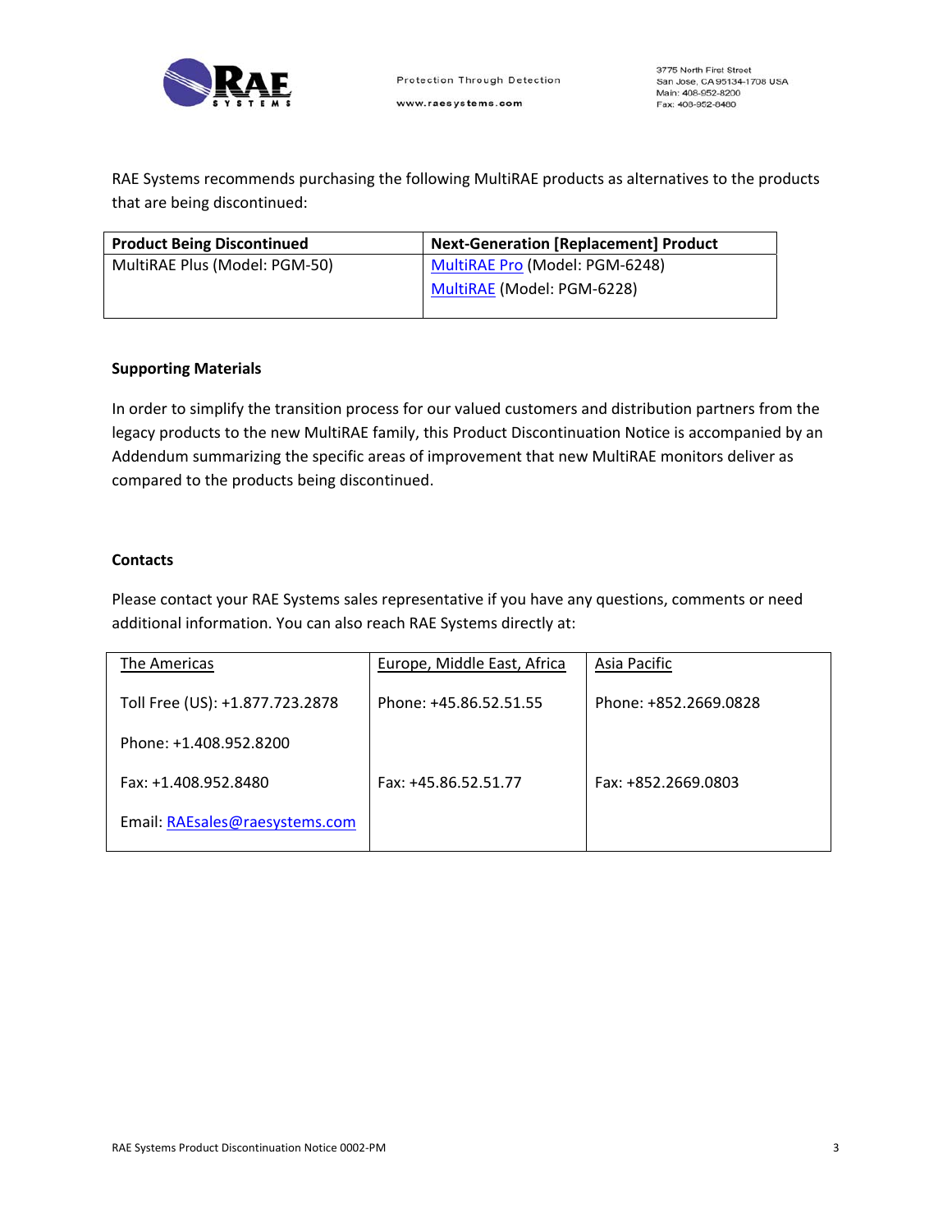RAE Systems recommends purchasing the following MultiRAE products as alternatives to the products that are being discontinued:

| Product Being Discontinued | Next-Generation [Replacement] Product |
|---|---|
| MultiRAE Plus (Model: PGM-50) | MultiRAE Pro (Model: PGM-6248)<br>MultiRAE (Model: PGM-6228) |

**Supporting Materials**

In order to simplify the transition process for our valued customers and distribution partners from the legacy products to the new MultiRAE family, this Product Discontinuation Notice is accompanied by an Addendum summarizing the specific areas of improvement that new MultiRAE monitors deliver as compared to the products being discontinued.

**Contacts**

Please contact your RAE Systems sales representative if you have any questions, comments or need additional information. You can also reach RAE Systems directly at:

| The Americas | Europe, Middle East, Africa | Asia Pacific |
|---|---|---|
| Toll Free (US): +1.877.723.2878 | Phone: +45.86.52.51.55 | Phone: +852.2669.0828 |
| Phone: +1.408.952.8200 | | |
| Fax: +1.408.952.8480 | Fax: +45.86.52.51.77 | Fax: +852.2669.0803 |
| Email: RAEsales@raesystems.com | | |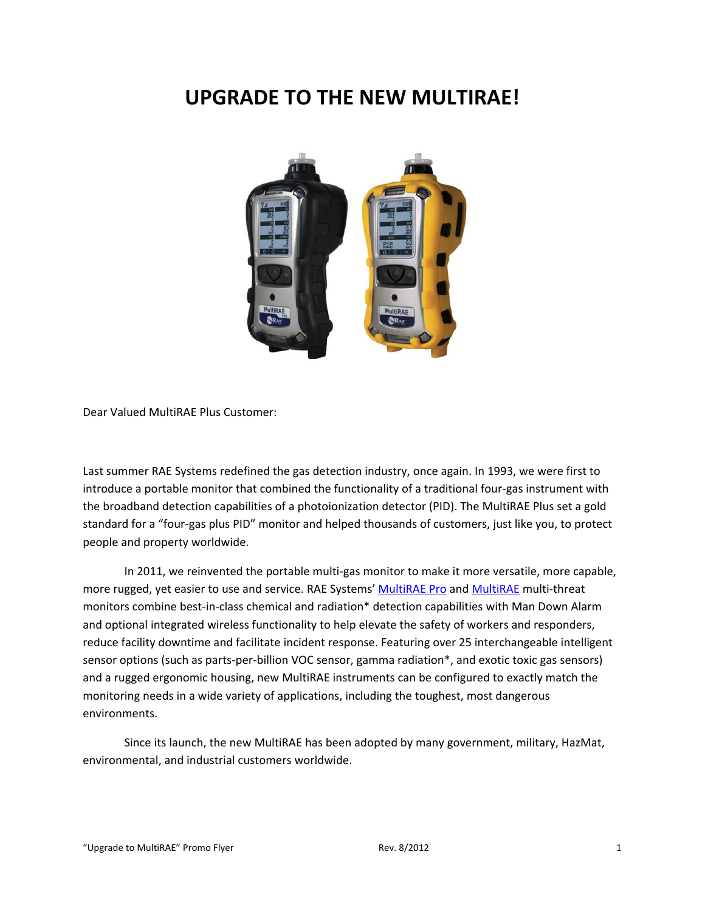# UPGRADE TO THE NEW MULTIRAE!

Dear Valued MultiRAE Plus Customer:

Last summer RAE Systems redefined the gas detection industry, once again. In 1993, we were first to introduce a portable monitor that combined the functionality of a traditional four-gas instrument with the broadband detection capabilities of a photoionization detector (PID). The MultiRAE Plus set a gold standard for a "four-gas plus PID" monitor and helped thousands of customers, just like you, to protect people and property worldwide.

In 2011, we reinvented the portable multi-gas monitor to make it more versatile, more capable, more rugged, yet easier to use and service. RAE Systems' MultiRAE Pro and MultiRAE multi-threat monitors combine best-in-class chemical and radiation* detection capabilities with Man Down Alarm and optional integrated wireless functionality to help elevate the safety of workers and responders, reduce facility downtime and facilitate incident response. Featuring over 25 interchangeable intelligent sensor options (such as parts-per-billion VOC sensor, gamma radiation*, and exotic toxic gas sensors) and a rugged ergonomic housing, new MultiRAE instruments can be configured to exactly match the monitoring needs in a wide variety of applications, including the toughest, most dangerous environments.

Since its launch, the new MultiRAE has been adopted by many government, military, HazMat, environmental, and industrial customers worldwide.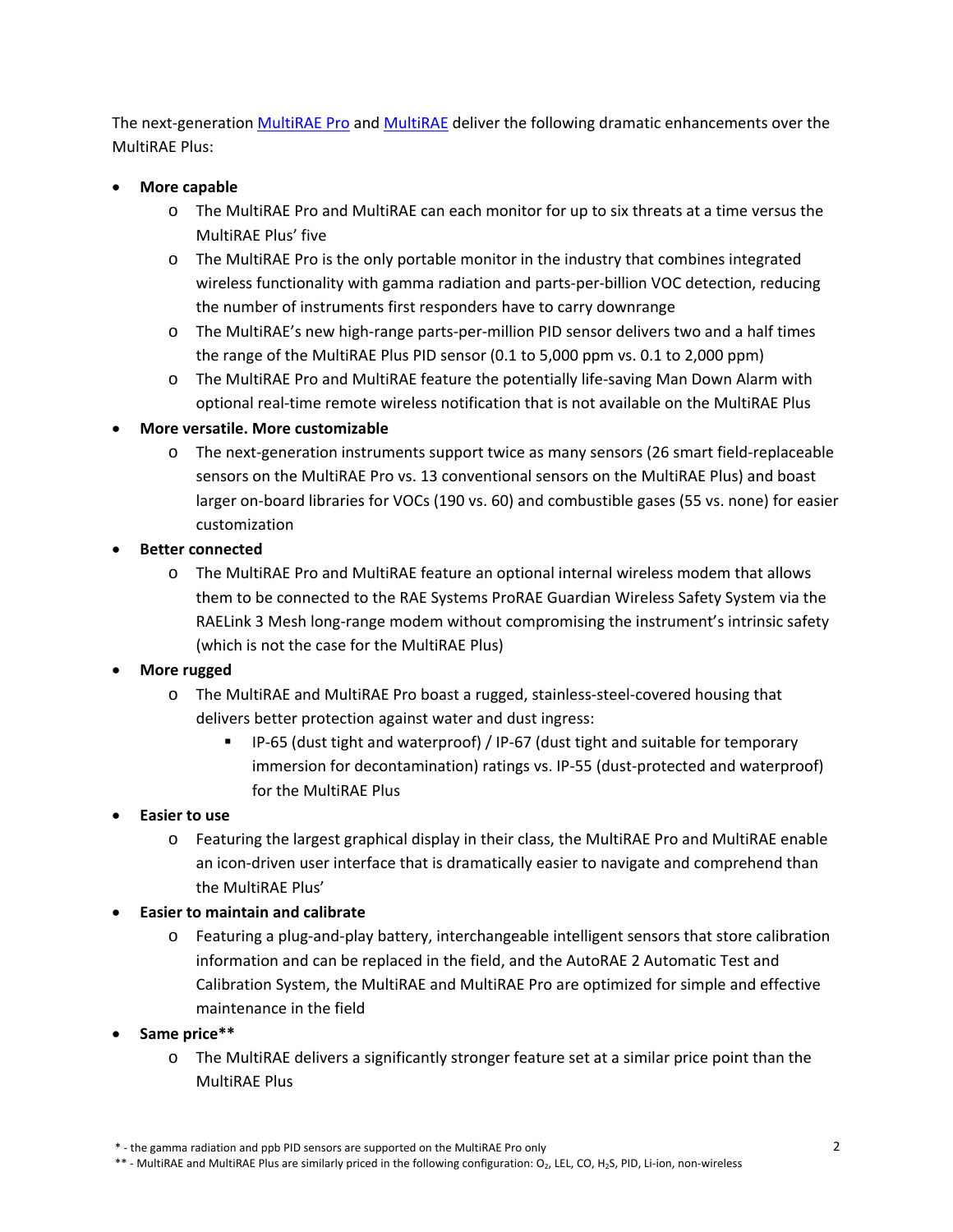The next-generation MultiRAE Pro and MultiRAE deliver the following dramatic enhancements over the MultiRAE Plus:

- **More capable**
  - The MultiRAE Pro and MultiRAE can each monitor for up to six threats at a time versus the MultiRAE Plus' five
  - The MultiRAE Pro is the only portable monitor in the industry that combines integrated wireless functionality with gamma radiation and parts-per-billion VOC detection, reducing the number of instruments first responders have to carry downrange
  - The MultiRAE's new high-range parts-per-million PID sensor delivers two and a half times the range of the MultiRAE Plus PID sensor (0.1 to 5,000 ppm vs. 0.1 to 2,000 ppm)
  - The MultiRAE Pro and MultiRAE feature the potentially life-saving Man Down Alarm with optional real-time remote wireless notification that is not available on the MultiRAE Plus
- **More versatile. More customizable**
  - The next-generation instruments support twice as many sensors (26 smart field-replaceable sensors on the MultiRAE Pro vs. 13 conventional sensors on the MultiRAE Plus) and boast larger on-board libraries for VOCs (190 vs. 60) and combustible gases (55 vs. none) for easier customization
- **Better connected**
  - The MultiRAE Pro and MultiRAE feature an optional internal wireless modem that allows them to be connected to the RAE Systems ProRAE Guardian Wireless Safety System via the RAELink 3 Mesh long-range modem without compromising the instrument's intrinsic safety (which is not the case for the MultiRAE Plus)
- **More rugged**
  - The MultiRAE and MultiRAE Pro boast a rugged, stainless-steel-covered housing that delivers better protection against water and dust ingress:
    - IP-65 (dust tight and waterproof) / IP-67 (dust tight and suitable for temporary immersion for decontamination) ratings vs. IP-55 (dust-protected and waterproof) for the MultiRAE Plus
- **Easier to use**
  - Featuring the largest graphical display in their class, the MultiRAE Pro and MultiRAE enable an icon-driven user interface that is dramatically easier to navigate and comprehend than the MultiRAE Plus'
- **Easier to maintain and calibrate**
  - Featuring a plug-and-play battery, interchangeable intelligent sensors that store calibration information and can be replaced in the field, and the AutoRAE 2 Automatic Test and Calibration System, the MultiRAE and MultiRAE Pro are optimized for simple and effective maintenance in the field
- **Same price****
  - The MultiRAE delivers a significantly stronger feature set at a similar price point than the MultiRAE Plus

\* - the gamma radiation and ppb PID sensors are supported on the MultiRAE Pro only

** - MultiRAE and MultiRAE Plus are similarly priced in the following configuration: $O_2$, LEL, CO, $H_2S$, PID, Li-ion, non-wireless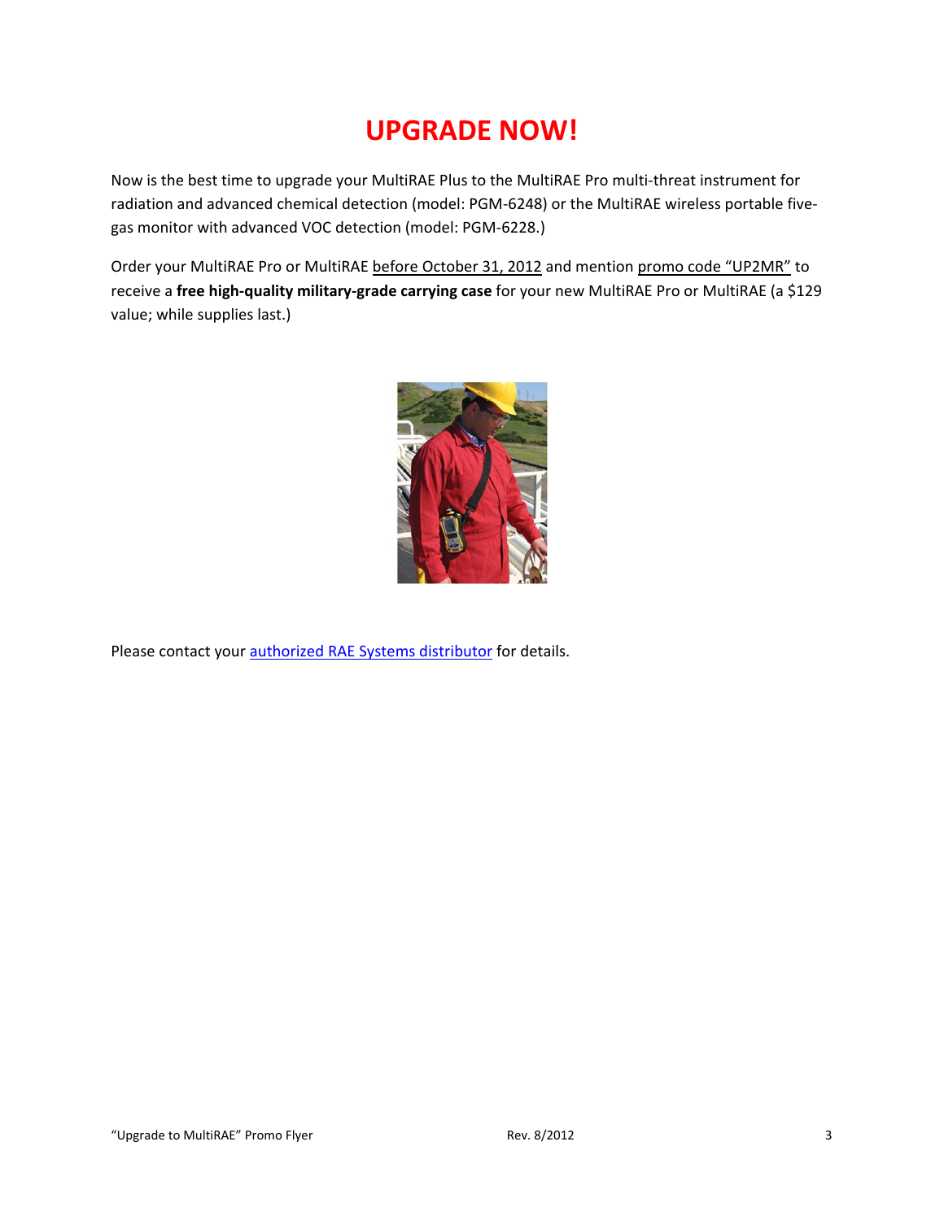# UPGRADE NOW!

Now is the best time to upgrade your MultiRAE Plus to the MultiRAE Pro multi-threat instrument for radiation and advanced chemical detection (model: PGM-6248) or the MultiRAE wireless portable five-gas monitor with advanced VOC detection (model: PGM-6228.)

Order your MultiRAE Pro or MultiRAE before October 31, 2012 and mention promo code "UP2MR" to receive a **free high-quality military-grade carrying case** for your new MultiRAE Pro or MultiRAE (a $129 value; while supplies last.)

Please contact your authorized RAE Systems distributor for details.